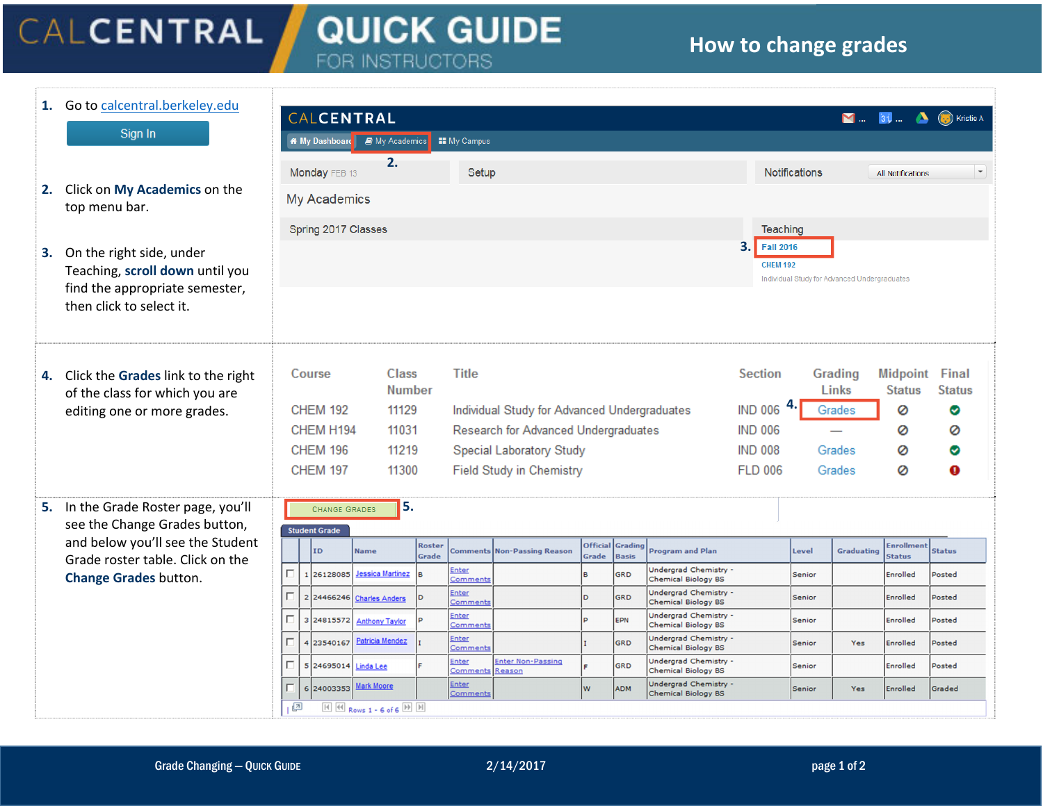# CALCENTRAL QUICK GUIDE FOR INSTRUCTORS

## How to change grades

1. Go to calcentral.berkeley.edu

   Sign In

2. Click on **My Academics** on the top menu bar.

3. On the right side, under Teaching, **scroll down** until you find the appropriate semester, then click to select it.

4. Click the **Grades** link to the right of the class for which you are editing one or more grades.

| Course | Class Number | Title | Section | Grading Links | Midpoint Status | Final Status |
|---|---|---|---|---|---|---|
| CHEM 192 | 11129 | Individual Study for Advanced Undergraduates | IND 006 | Grades | ⊘ | ✔ |
| CHEM H194 | 11031 | Research for Advanced Undergraduates | IND 006 | — | ⊘ | ⊘ |
| CHEM 196 | 11219 | Special Laboratory Study | IND 008 | Grades | ⊘ | ✔ |
| CHEM 197 | 11300 | Field Study in Chemistry | FLD 006 | Grades | ⊘ | ! |

5. In the Grade Roster page, you'll see the Change Grades button, and below you'll see the Student Grade roster table. Click on the **Change Grades** button.

CHANGE GRADES

Student Grade

| | | ID | Name | Roster Grade | Comments | Non-Passing Reason | Official Grade | Grading Basis | Program and Plan | Level | Graduating | Enrollment Status | Status |
|---|---|---|---|---|---|---|---|---|---|---|---|---|---|
| ☐ | 1 | 26128085 | Jessica Martinez | B | Enter Comments | | B | GRD | Undergrad Chemistry - Chemical Biology BS | Senior | | Enrolled | Posted |
| ☐ | 2 | 24466246 | Charles Anders | D | Enter Comments | | D | GRD | Undergrad Chemistry - Chemical Biology BS | Senior | | Enrolled | Posted |
| ☐ | 3 | 24815572 | Anthony Taylor | P | Enter Comments | | P | EPN | Undergrad Chemistry - Chemical Biology BS | Senior | | Enrolled | Posted |
| ☐ | 4 | 23540167 | Patricia Mendez | I | Enter Comments | | I | GRD | Undergrad Chemistry - Chemical Biology BS | Senior | Yes | Enrolled | Posted |
| ☐ | 5 | 24695014 | Linda Lee | F | Enter Comments | Enter Non-Passing Reason | F | GRD | Undergrad Chemistry - Chemical Biology BS | Senior | | Enrolled | Posted |
| ☐ | 6 | 24003353 | Mark Moore | | Enter Comments | | W | ADM | Undergrad Chemistry - Chemical Biology BS | Senior | Yes | Enrolled | Graded |

Rows 1 - 6 of 6

Grade Changing – Quick Guide 2/14/2017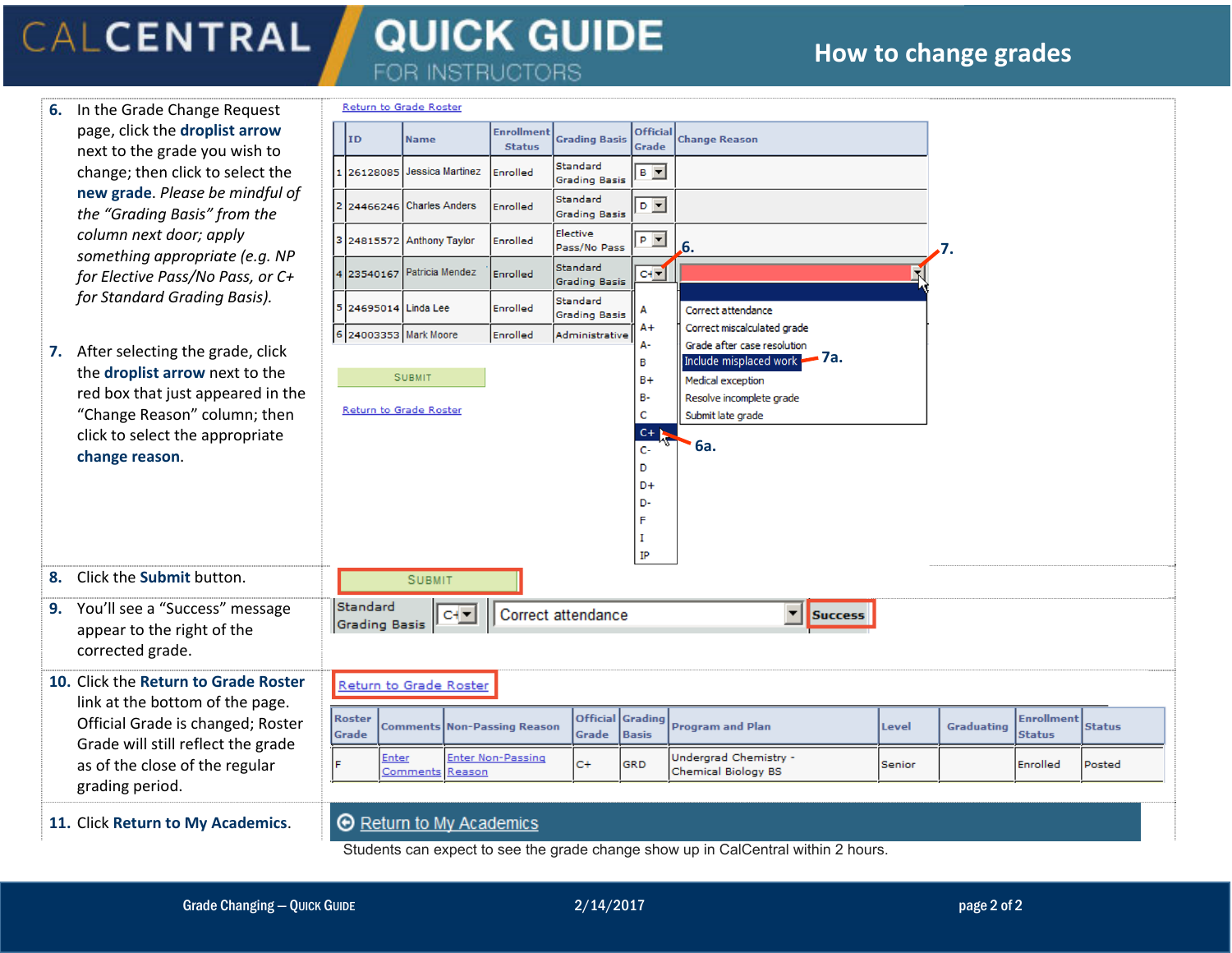# CALCENTRAL QUICK GUIDE FOR INSTRUCTORS

## How to change grades

6. In the Grade Change Request page, click the **droplist arrow** next to the grade you wish to change; then click to select the **new grade**. *Please be mindful of the "Grading Basis" from the column next door; apply something appropriate (e.g. NP for Elective Pass/No Pass, or C+ for Standard Grading Basis).*

Return to Grade Roster

| | ID | Name | Enrollment Status | Grading Basis | Official Grade | Change Reason |
|---|---|---|---|---|---|---|
| 1 | 26128085 | Jessica Martinez | Enrolled | Standard Grading Basis | B | |
| 2 | 24466246 | Charles Anders | Enrolled | Standard Grading Basis | D | |
| 3 | 24815572 | Anthony Taylor | Enrolled | Elective Pass/No Pass | P | |
| 4 | 23540167 | Patricia Mendez | Enrolled | Standard Grading Basis | C+ | |
| 5 | 24695014 | Linda Lee | Enrolled | Standard Grading Basis | | |
| 6 | 24003353 | Mark Moore | Enrolled | Administrative | | |

Grade options (6a.): A, A+, A-, B, B+, B-, C, C+, C-, D, D+, D-, F, I, IP

Change Reason options (7a.): Correct attendance, Correct miscalculated grade, Grade after case resolution, Include misplaced work, Medical exception, Resolve incomplete grade, Submit late grade

SUBMIT

Return to Grade Roster

7. After selecting the grade, click the **droplist arrow** next to the red box that just appeared in the "Change Reason" column; then click to select the appropriate **change reason**.

8. Click the **Submit** button.

SUBMIT

9. You'll see a "Success" message appear to the right of the corrected grade.

Standard Grading Basis | C+ | Correct attendance | **Success**

10. Click the **Return to Grade Roster** link at the bottom of the page. Official Grade is changed; Roster Grade will still reflect the grade as of the close of the regular grading period.

Return to Grade Roster

| Roster Grade | Comments | Non-Passing Reason | Official Grade | Grading Basis | Program and Plan | Level | Graduating | Enrollment Status | Status |
|---|---|---|---|---|---|---|---|---|---|
| F | Enter Comments | Enter Non-Passing Reason | C+ | GRD | Undergrad Chemistry - Chemical Biology BS | Senior | | Enrolled | Posted |

11. Click **Return to My Academics**.

Return to My Academics

Students can expect to see the grade change show up in CalCentral within 2 hours.